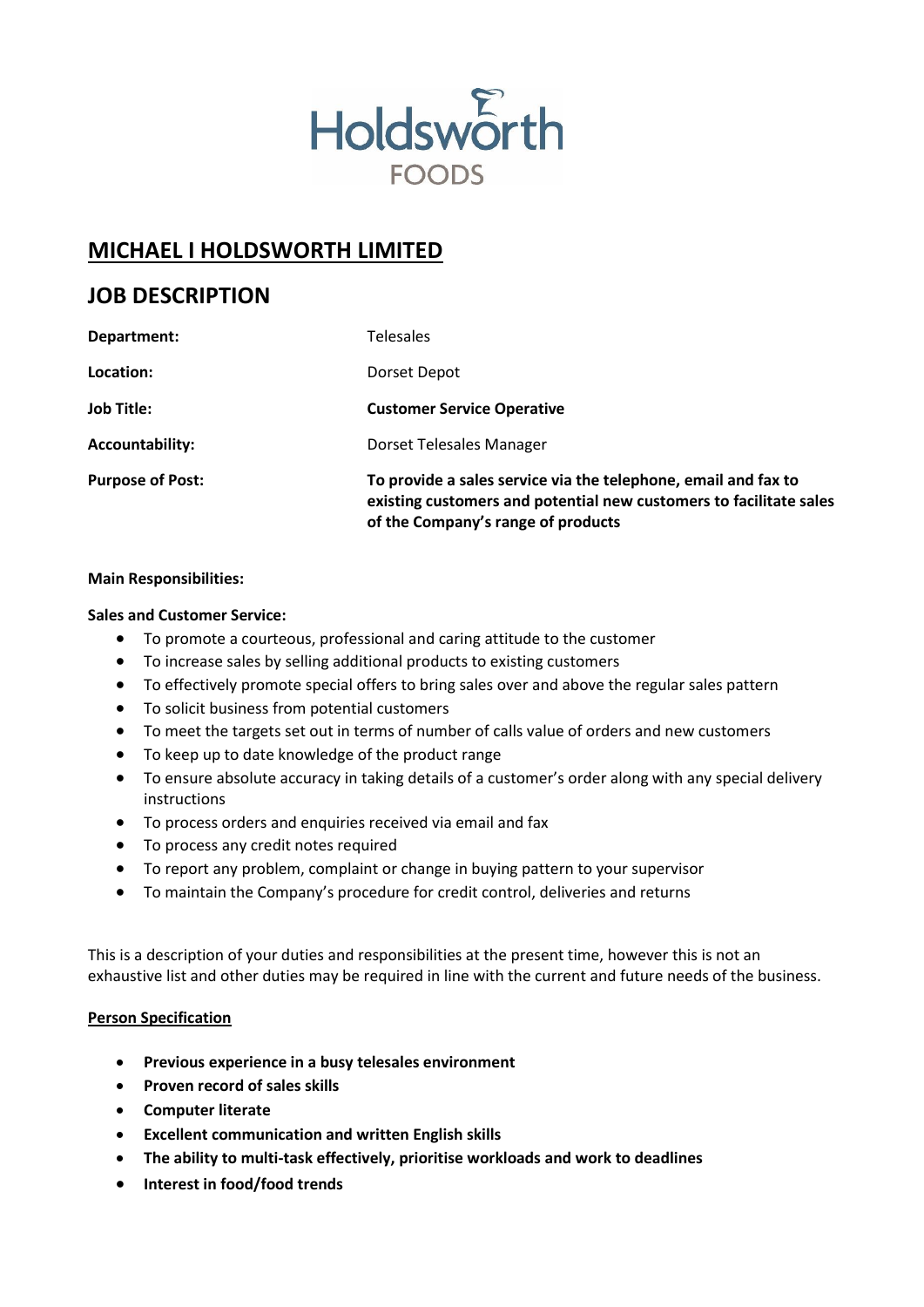Holdsworth FOODS

# MICHAEL I HOLDSWORTH LIMITED

## JOB DESCRIPTION

| | |
|---|---|
| **Department:** | Telesales |
| **Location:** | Dorset Depot |
| **Job Title:** | **Customer Service Operative** |
| **Accountability:** | Dorset Telesales Manager |
| **Purpose of Post:** | **To provide a sales service via the telephone, email and fax to existing customers and potential new customers to facilitate sales of the Company's range of products** |

**Main Responsibilities:**

**Sales and Customer Service:**

- To promote a courteous, professional and caring attitude to the customer
- To increase sales by selling additional products to existing customers
- To effectively promote special offers to bring sales over and above the regular sales pattern
- To solicit business from potential customers
- To meet the targets set out in terms of number of calls value of orders and new customers
- To keep up to date knowledge of the product range
- To ensure absolute accuracy in taking details of a customer's order along with any special delivery instructions
- To process orders and enquiries received via email and fax
- To process any credit notes required
- To report any problem, complaint or change in buying pattern to your supervisor
- To maintain the Company's procedure for credit control, deliveries and returns

This is a description of your duties and responsibilities at the present time, however this is not an exhaustive list and other duties may be required in line with the current and future needs of the business.

**Person Specification**

- **Previous experience in a busy telesales environment**
- **Proven record of sales skills**
- **Computer literate**
- **Excellent communication and written English skills**
- **The ability to multi-task effectively, prioritise workloads and work to deadlines**
- **Interest in food/food trends**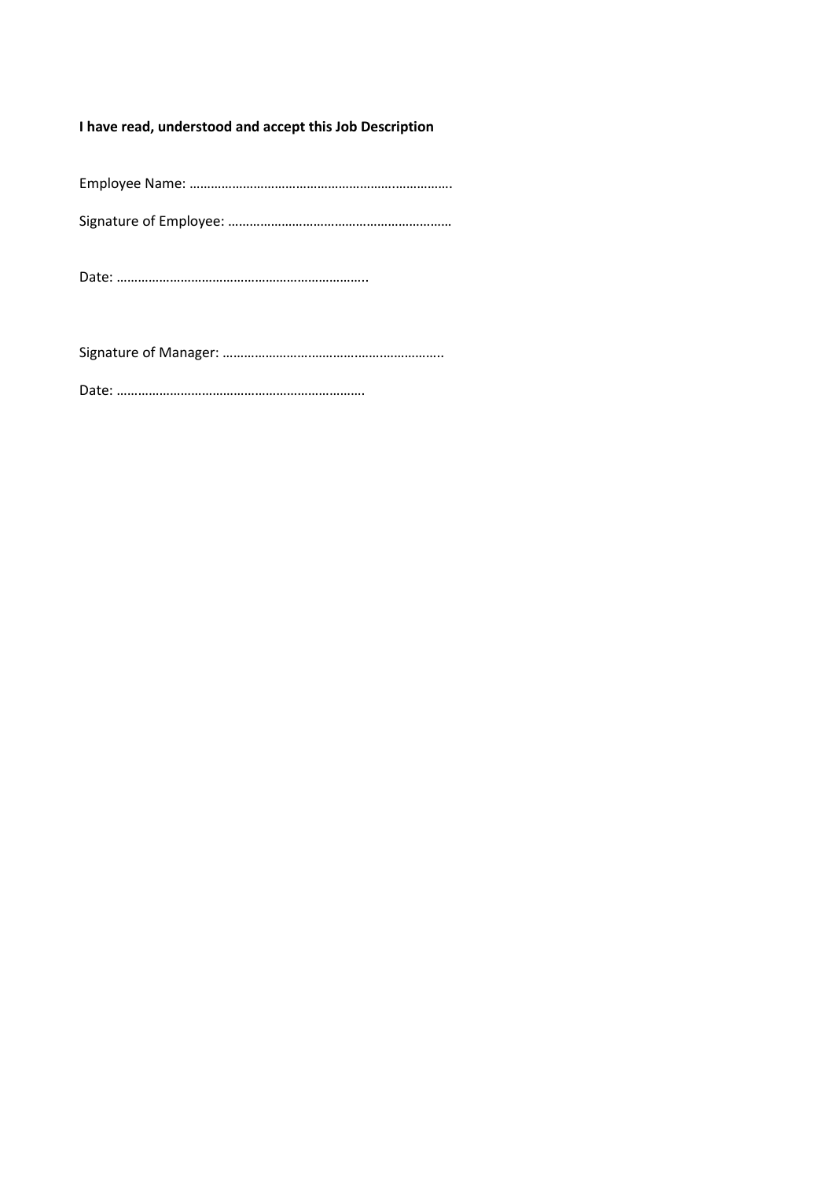**I have read, understood and accept this Job Description**

Employee Name: ……………………………………………………..…………….

Signature of Employee: ……………………………………………………

Date: ……………………………………………………………..

Signature of Manager: ……………………..………………………………..

Date: …………………………………………………………….